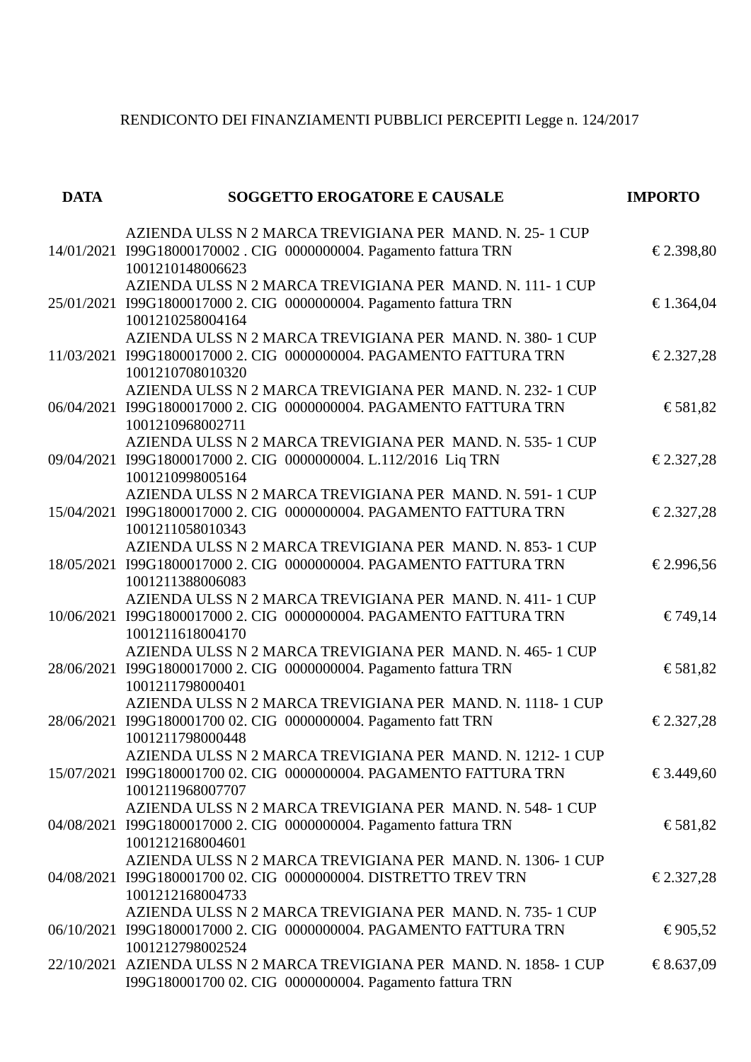RENDICONTO DEI FINANZIAMENTI PUBBLICI PERCEPITI Legge n. 124/2017

| DATA | SOGGETTO EROGATORE E CAUSALE | IMPORTO |
|---|---|---|
| 14/01/2021 | AZIENDA ULSS N 2 MARCA TREVIGIANA PER MAND. N. 25- 1 CUP I99G18000170002 . CIG 0000000004. Pagamento fattura TRN 1001210148006623 | € 2.398,80 |
| 25/01/2021 | AZIENDA ULSS N 2 MARCA TREVIGIANA PER MAND. N. 111- 1 CUP I99G1800017000 2. CIG 0000000004. Pagamento fattura TRN 1001210258004164 | € 1.364,04 |
| 11/03/2021 | AZIENDA ULSS N 2 MARCA TREVIGIANA PER MAND. N. 380- 1 CUP I99G1800017000 2. CIG 0000000004. PAGAMENTO FATTURA TRN 1001210708010320 | € 2.327,28 |
| 06/04/2021 | AZIENDA ULSS N 2 MARCA TREVIGIANA PER MAND. N. 232- 1 CUP I99G1800017000 2. CIG 0000000004. PAGAMENTO FATTURA TRN 1001210968002711 | € 581,82 |
| 09/04/2021 | AZIENDA ULSS N 2 MARCA TREVIGIANA PER MAND. N. 535- 1 CUP I99G1800017000 2. CIG 0000000004. L.112/2016 Liq TRN 1001210998005164 | € 2.327,28 |
| 15/04/2021 | AZIENDA ULSS N 2 MARCA TREVIGIANA PER MAND. N. 591- 1 CUP I99G1800017000 2. CIG 0000000004. PAGAMENTO FATTURA TRN 1001211058010343 | € 2.327,28 |
| 18/05/2021 | AZIENDA ULSS N 2 MARCA TREVIGIANA PER MAND. N. 853- 1 CUP I99G1800017000 2. CIG 0000000004. PAGAMENTO FATTURA TRN 1001211388006083 | € 2.996,56 |
| 10/06/2021 | AZIENDA ULSS N 2 MARCA TREVIGIANA PER MAND. N. 411- 1 CUP I99G1800017000 2. CIG 0000000004. PAGAMENTO FATTURA TRN 1001211618004170 | € 749,14 |
| 28/06/2021 | AZIENDA ULSS N 2 MARCA TREVIGIANA PER MAND. N. 465- 1 CUP I99G1800017000 2. CIG 0000000004. Pagamento fattura TRN 1001211798000401 | € 581,82 |
| 28/06/2021 | AZIENDA ULSS N 2 MARCA TREVIGIANA PER MAND. N. 1118- 1 CUP I99G180001700 02. CIG 0000000004. Pagamento fatt TRN 1001211798000448 | € 2.327,28 |
| 15/07/2021 | AZIENDA ULSS N 2 MARCA TREVIGIANA PER MAND. N. 1212- 1 CUP I99G180001700 02. CIG 0000000004. PAGAMENTO FATTURA TRN 1001211968007707 | € 3.449,60 |
| 04/08/2021 | AZIENDA ULSS N 2 MARCA TREVIGIANA PER MAND. N. 548- 1 CUP I99G1800017000 2. CIG 0000000004. Pagamento fattura TRN 1001212168004601 | € 581,82 |
| 04/08/2021 | AZIENDA ULSS N 2 MARCA TREVIGIANA PER MAND. N. 1306- 1 CUP I99G180001700 02. CIG 0000000004. DISTRETTO TREV TRN 1001212168004733 | € 2.327,28 |
| 06/10/2021 | AZIENDA ULSS N 2 MARCA TREVIGIANA PER MAND. N. 735- 1 CUP I99G1800017000 2. CIG 0000000004. PAGAMENTO FATTURA TRN 1001212798002524 | € 905,52 |
| 22/10/2021 | AZIENDA ULSS N 2 MARCA TREVIGIANA PER MAND. N. 1858- 1 CUP I99G180001700 02. CIG 0000000004. Pagamento fattura TRN | € 8.637,09 |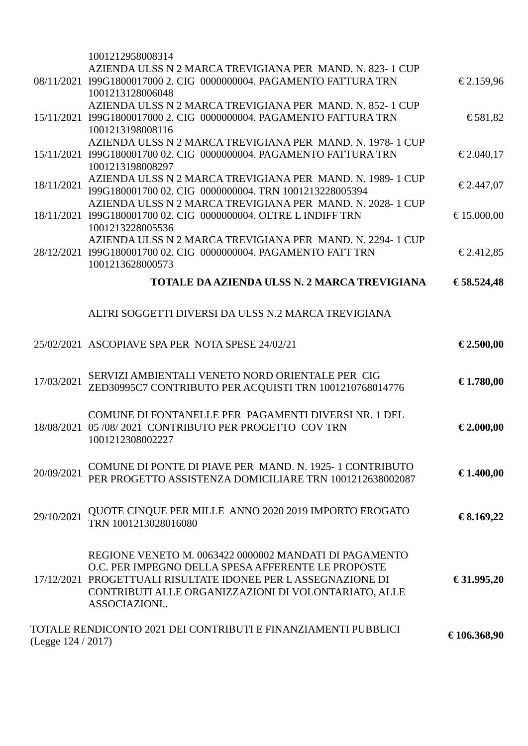| | | |
|---|---|---|
| | 1001212958008314 | |
| 08/11/2021 | AZIENDA ULSS N 2 MARCA TREVIGIANA PER MAND. N. 823- 1 CUP I99G1800017000 2. CIG 0000000004. PAGAMENTO FATTURA TRN 1001213128006048 | € 2.159,96 |
| 15/11/2021 | AZIENDA ULSS N 2 MARCA TREVIGIANA PER MAND. N. 852- 1 CUP I99G1800017000 2. CIG 0000000004. PAGAMENTO FATTURA TRN 1001213198008116 | € 581,82 |
| 15/11/2021 | AZIENDA ULSS N 2 MARCA TREVIGIANA PER MAND. N. 1978- 1 CUP I99G180001700 02. CIG 0000000004. PAGAMENTO FATTURA TRN 1001213198008297 | € 2.040,17 |
| 18/11/2021 | AZIENDA ULSS N 2 MARCA TREVIGIANA PER MAND. N. 1989- 1 CUP I99G180001700 02. CIG 0000000004. TRN 1001213228005394 | € 2.447,07 |
| 18/11/2021 | AZIENDA ULSS N 2 MARCA TREVIGIANA PER MAND. N. 2028- 1 CUP I99G180001700 02. CIG 0000000004. OLTRE L INDIFF TRN 1001213228005536 | € 15.000,00 |
| 28/12/2021 | AZIENDA ULSS N 2 MARCA TREVIGIANA PER MAND. N. 2294- 1 CUP I99G180001700 02. CIG 0000000004. PAGAMENTO FATT TRN 1001213628000573 | € 2.412,85 |
| | **TOTALE DA AZIENDA ULSS N. 2 MARCA TREVIGIANA** | **€ 58.524,48** |
| | ALTRI SOGGETTI DIVERSI DA ULSS N.2 MARCA TREVIGIANA | |
| 25/02/2021 | ASCOPIAVE SPA PER NOTA SPESE 24/02/21 | **€ 2.500,00** |
| 17/03/2021 | SERVIZI AMBIENTALI VENETO NORD ORIENTALE PER CIG ZED30995C7 CONTRIBUTO PER ACQUISTI TRN 1001210768014776 | **€ 1.780,00** |
| 18/08/2021 | COMUNE DI FONTANELLE PER PAGAMENTI DIVERSI NR. 1 DEL 05 /08/ 2021 CONTRIBUTO PER PROGETTO COV TRN 1001212308002227 | **€ 2.000,00** |
| 20/09/2021 | COMUNE DI PONTE DI PIAVE PER MAND. N. 1925- 1 CONTRIBUTO PER PROGETTO ASSISTENZA DOMICILIARE TRN 1001212638002087 | **€ 1.400,00** |
| 29/10/2021 | QUOTE CINQUE PER MILLE ANNO 2020 2019 IMPORTO EROGATO TRN 1001213028016080 | **€ 8.169,22** |
| 17/12/2021 | REGIONE VENETO M. 0063422 0000002 MANDATI DI PAGAMENTO O.C. PER IMPEGNO DELLA SPESA AFFERENTE LE PROPOSTE PROGETTUALI RISULTATE IDONEE PER L ASSEGNAZIONE DI CONTRIBUTI ALLE ORGANIZZAZIONI DI VOLONTARIATO, ALLE ASSOCIAZIONI.. | **€ 31.995,20** |
| TOTALE RENDICONTO 2021 DEI CONTRIBUTI E FINANZIAMENTI PUBBLICI (Legge 124 / 2017) | | **€ 106.368,90** |